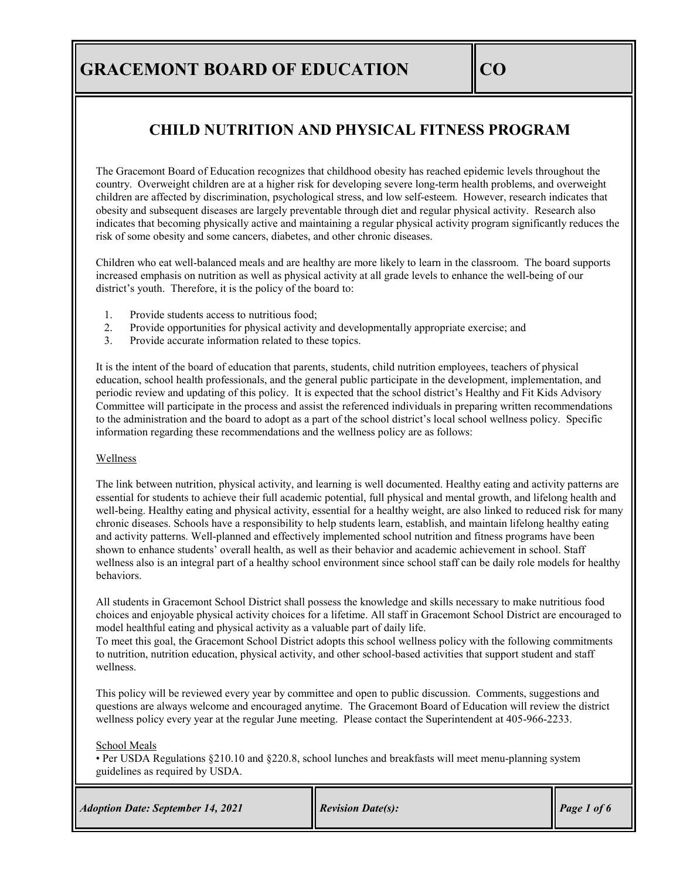# GRACEMONT BOARD OF EDUCATION

**CO**

## CHILD NUTRITION AND PHYSICAL FITNESS PROGRAM

The Gracemont Board of Education recognizes that childhood obesity has reached epidemic levels throughout the country. Overweight children are at a higher risk for developing severe long-term health problems, and overweight children are affected by discrimination, psychological stress, and low self-esteem. However, research indicates that obesity and subsequent diseases are largely preventable through diet and regular physical activity. Research also indicates that becoming physically active and maintaining a regular physical activity program significantly reduces the risk of some obesity and some cancers, diabetes, and other chronic diseases.

Children who eat well-balanced meals and are healthy are more likely to learn in the classroom. The board supports increased emphasis on nutrition as well as physical activity at all grade levels to enhance the well-being of our district's youth. Therefore, it is the policy of the board to:

1. Provide students access to nutritious food;
2. Provide opportunities for physical activity and developmentally appropriate exercise; and
3. Provide accurate information related to these topics.

It is the intent of the board of education that parents, students, child nutrition employees, teachers of physical education, school health professionals, and the general public participate in the development, implementation, and periodic review and updating of this policy. It is expected that the school district's Healthy and Fit Kids Advisory Committee will participate in the process and assist the referenced individuals in preparing written recommendations to the administration and the board to adopt as a part of the school district's local school wellness policy. Specific information regarding these recommendations and the wellness policy are as follows:

Wellness

The link between nutrition, physical activity, and learning is well documented. Healthy eating and activity patterns are essential for students to achieve their full academic potential, full physical and mental growth, and lifelong health and well-being. Healthy eating and physical activity, essential for a healthy weight, are also linked to reduced risk for many chronic diseases. Schools have a responsibility to help students learn, establish, and maintain lifelong healthy eating and activity patterns. Well-planned and effectively implemented school nutrition and fitness programs have been shown to enhance students' overall health, as well as their behavior and academic achievement in school. Staff wellness also is an integral part of a healthy school environment since school staff can be daily role models for healthy behaviors.

All students in Gracemont School District shall possess the knowledge and skills necessary to make nutritious food choices and enjoyable physical activity choices for a lifetime. All staff in Gracemont School District are encouraged to model healthful eating and physical activity as a valuable part of daily life.
To meet this goal, the Gracemont School District adopts this school wellness policy with the following commitments to nutrition, nutrition education, physical activity, and other school-based activities that support student and staff wellness.

This policy will be reviewed every year by committee and open to public discussion. Comments, suggestions and questions are always welcome and encouraged anytime. The Gracemont Board of Education will review the district wellness policy every year at the regular June meeting. Please contact the Superintendent at 405-966-2233.

School Meals

- Per USDA Regulations §210.10 and §220.8, school lunches and breakfasts will meet menu-planning system guidelines as required by USDA.

*Adoption Date: September 14, 2021* | *Revision Date(s):*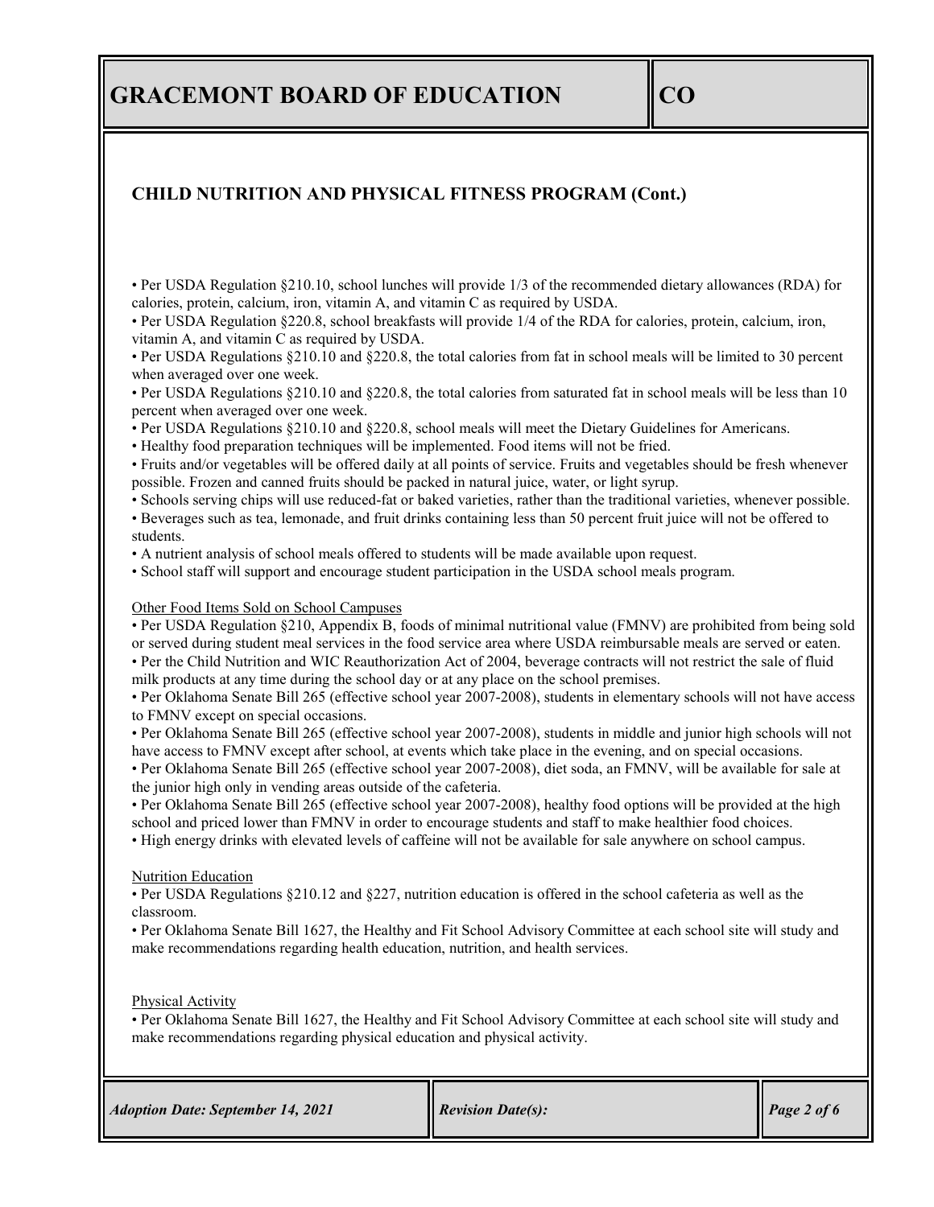## CHILD NUTRITION AND PHYSICAL FITNESS PROGRAM (Cont.)

- Per USDA Regulation §210.10, school lunches will provide 1/3 of the recommended dietary allowances (RDA) for calories, protein, calcium, iron, vitamin A, and vitamin C as required by USDA.
- Per USDA Regulation §220.8, school breakfasts will provide 1/4 of the RDA for calories, protein, calcium, iron, vitamin A, and vitamin C as required by USDA.
- Per USDA Regulations §210.10 and §220.8, the total calories from fat in school meals will be limited to 30 percent when averaged over one week.
- Per USDA Regulations §210.10 and §220.8, the total calories from saturated fat in school meals will be less than 10 percent when averaged over one week.
- Per USDA Regulations §210.10 and §220.8, school meals will meet the Dietary Guidelines for Americans.
- Healthy food preparation techniques will be implemented. Food items will not be fried.
- Fruits and/or vegetables will be offered daily at all points of service. Fruits and vegetables should be fresh whenever possible. Frozen and canned fruits should be packed in natural juice, water, or light syrup.
- Schools serving chips will use reduced-fat or baked varieties, rather than the traditional varieties, whenever possible.
- Beverages such as tea, lemonade, and fruit drinks containing less than 50 percent fruit juice will not be offered to students.
- A nutrient analysis of school meals offered to students will be made available upon request.
- School staff will support and encourage student participation in the USDA school meals program.

### Other Food Items Sold on School Campuses

- Per USDA Regulation §210, Appendix B, foods of minimal nutritional value (FMNV) are prohibited from being sold or served during student meal services in the food service area where USDA reimbursable meals are served or eaten.
- Per the Child Nutrition and WIC Reauthorization Act of 2004, beverage contracts will not restrict the sale of fluid milk products at any time during the school day or at any place on the school premises.
- Per Oklahoma Senate Bill 265 (effective school year 2007-2008), students in elementary schools will not have access to FMNV except on special occasions.
- Per Oklahoma Senate Bill 265 (effective school year 2007-2008), students in middle and junior high schools will not have access to FMNV except after school, at events which take place in the evening, and on special occasions.
- Per Oklahoma Senate Bill 265 (effective school year 2007-2008), diet soda, an FMNV, will be available for sale at the junior high only in vending areas outside of the cafeteria.
- Per Oklahoma Senate Bill 265 (effective school year 2007-2008), healthy food options will be provided at the high school and priced lower than FMNV in order to encourage students and staff to make healthier food choices.
- High energy drinks with elevated levels of caffeine will not be available for sale anywhere on school campus.

### Nutrition Education

- Per USDA Regulations §210.12 and §227, nutrition education is offered in the school cafeteria as well as the classroom.
- Per Oklahoma Senate Bill 1627, the Healthy and Fit School Advisory Committee at each school site will study and make recommendations regarding health education, nutrition, and health services.

### Physical Activity

- Per Oklahoma Senate Bill 1627, the Healthy and Fit School Advisory Committee at each school site will study and make recommendations regarding physical education and physical activity.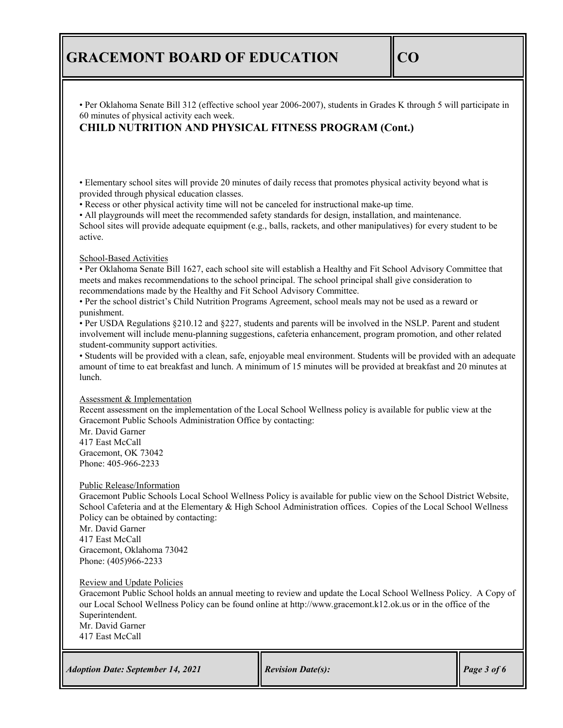• Per Oklahoma Senate Bill 312 (effective school year 2006-2007), students in Grades K through 5 will participate in 60 minutes of physical activity each week.

## CHILD NUTRITION AND PHYSICAL FITNESS PROGRAM (Cont.)

• Elementary school sites will provide 20 minutes of daily recess that promotes physical activity beyond what is provided through physical education classes.
• Recess or other physical activity time will not be canceled for instructional make-up time.
• All playgrounds will meet the recommended safety standards for design, installation, and maintenance.
School sites will provide adequate equipment (e.g., balls, rackets, and other manipulatives) for every student to be active.

School-Based Activities

• Per Oklahoma Senate Bill 1627, each school site will establish a Healthy and Fit School Advisory Committee that meets and makes recommendations to the school principal. The school principal shall give consideration to recommendations made by the Healthy and Fit School Advisory Committee.
• Per the school district's Child Nutrition Programs Agreement, school meals may not be used as a reward or punishment.
• Per USDA Regulations §210.12 and §227, students and parents will be involved in the NSLP. Parent and student involvement will include menu-planning suggestions, cafeteria enhancement, program promotion, and other related student-community support activities.
• Students will be provided with a clean, safe, enjoyable meal environment. Students will be provided with an adequate amount of time to eat breakfast and lunch. A minimum of 15 minutes will be provided at breakfast and 20 minutes at lunch.

Assessment & Implementation

Recent assessment on the implementation of the Local School Wellness policy is available for public view at the Gracemont Public Schools Administration Office by contacting:
Mr. David Garner
417 East McCall
Gracemont, OK 73042
Phone: 405-966-2233

Public Release/Information

Gracemont Public Schools Local School Wellness Policy is available for public view on the School District Website, School Cafeteria and at the Elementary & High School Administration offices. Copies of the Local School Wellness Policy can be obtained by contacting:
Mr. David Garner
417 East McCall
Gracemont, Oklahoma 73042
Phone: (405)966-2233

Review and Update Policies

Gracemont Public School holds an annual meeting to review and update the Local School Wellness Policy. A Copy of our Local School Wellness Policy can be found online at http://www.gracemont.k12.ok.us or in the office of the Superintendent.
Mr. David Garner
417 East McCall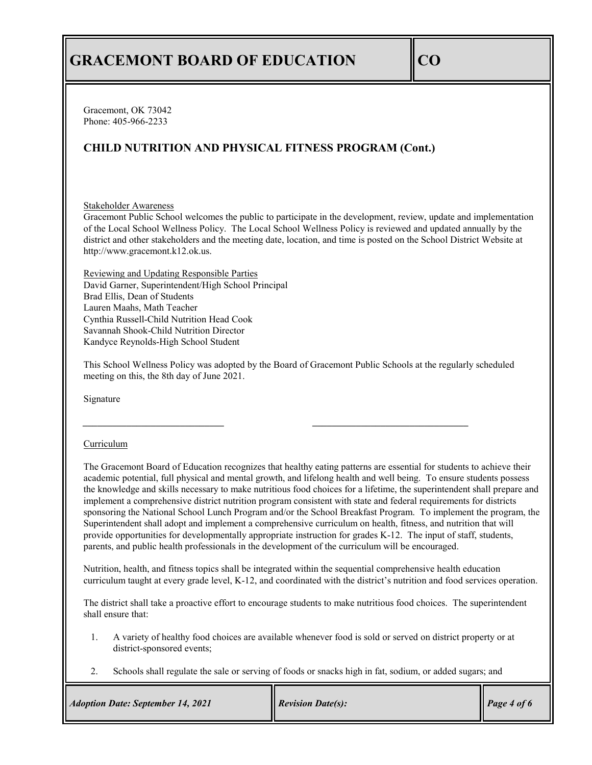Gracemont, OK 73042
Phone: 405-966-2233

## CHILD NUTRITION AND PHYSICAL FITNESS PROGRAM (Cont.)

Stakeholder Awareness
Gracemont Public School welcomes the public to participate in the development, review, update and implementation of the Local School Wellness Policy. The Local School Wellness Policy is reviewed and updated annually by the district and other stakeholders and the meeting date, location, and time is posted on the School District Website at http://www.gracemont.k12.ok.us.

Reviewing and Updating Responsible Parties
David Garner, Superintendent/High School Principal
Brad Ellis, Dean of Students
Lauren Maahs, Math Teacher
Cynthia Russell-Child Nutrition Head Cook
Savannah Shook-Child Nutrition Director
Kandyce Reynolds-High School Student

This School Wellness Policy was adopted by the Board of Gracemont Public Schools at the regularly scheduled meeting on this, the 8th day of June 2021.

Signature

_____________________________ _________________________________

Curriculum

The Gracemont Board of Education recognizes that healthy eating patterns are essential for students to achieve their academic potential, full physical and mental growth, and lifelong health and well being. To ensure students possess the knowledge and skills necessary to make nutritious food choices for a lifetime, the superintendent shall prepare and implement a comprehensive district nutrition program consistent with state and federal requirements for districts sponsoring the National School Lunch Program and/or the School Breakfast Program. To implement the program, the Superintendent shall adopt and implement a comprehensive curriculum on health, fitness, and nutrition that will provide opportunities for developmentally appropriate instruction for grades K-12. The input of staff, students, parents, and public health professionals in the development of the curriculum will be encouraged.

Nutrition, health, and fitness topics shall be integrated within the sequential comprehensive health education curriculum taught at every grade level, K-12, and coordinated with the district's nutrition and food services operation.

The district shall take a proactive effort to encourage students to make nutritious food choices. The superintendent shall ensure that:

1. A variety of healthy food choices are available whenever food is sold or served on district property or at district-sponsored events;

2. Schools shall regulate the sale or serving of foods or snacks high in fat, sodium, or added sugars; and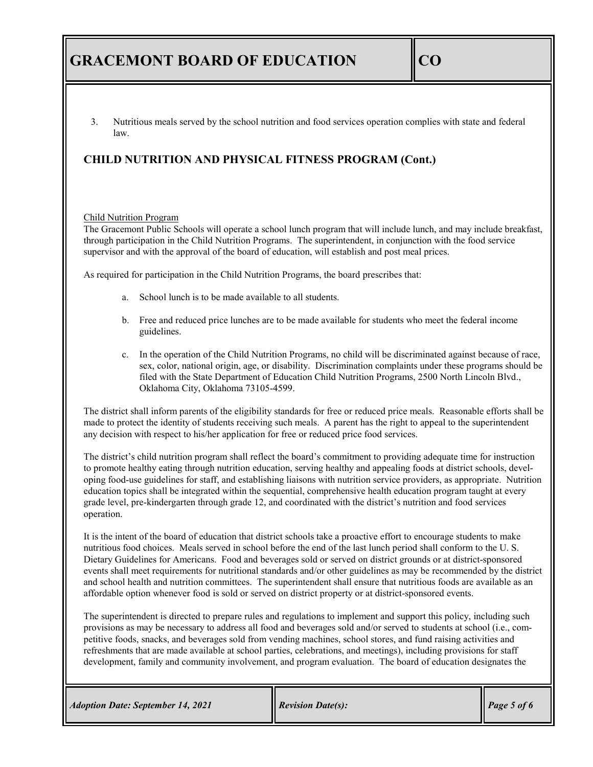3. Nutritious meals served by the school nutrition and food services operation complies with state and federal law.

## CHILD NUTRITION AND PHYSICAL FITNESS PROGRAM (Cont.)

Child Nutrition Program

The Gracemont Public Schools will operate a school lunch program that will include lunch, and may include breakfast, through participation in the Child Nutrition Programs. The superintendent, in conjunction with the food service supervisor and with the approval of the board of education, will establish and post meal prices.

As required for participation in the Child Nutrition Programs, the board prescribes that:

a. School lunch is to be made available to all students.

b. Free and reduced price lunches are to be made available for students who meet the federal income guidelines.

c. In the operation of the Child Nutrition Programs, no child will be discriminated against because of race, sex, color, national origin, age, or disability. Discrimination complaints under these programs should be filed with the State Department of Education Child Nutrition Programs, 2500 North Lincoln Blvd., Oklahoma City, Oklahoma 73105-4599.

The district shall inform parents of the eligibility standards for free or reduced price meals. Reasonable efforts shall be made to protect the identity of students receiving such meals. A parent has the right to appeal to the superintendent any decision with respect to his/her application for free or reduced price food services.

The district's child nutrition program shall reflect the board's commitment to providing adequate time for instruction to promote healthy eating through nutrition education, serving healthy and appealing foods at district schools, developing food-use guidelines for staff, and establishing liaisons with nutrition service providers, as appropriate. Nutrition education topics shall be integrated within the sequential, comprehensive health education program taught at every grade level, pre-kindergarten through grade 12, and coordinated with the district's nutrition and food services operation.

It is the intent of the board of education that district schools take a proactive effort to encourage students to make nutritious food choices. Meals served in school before the end of the last lunch period shall conform to the U. S. Dietary Guidelines for Americans. Food and beverages sold or served on district grounds or at district-sponsored events shall meet requirements for nutritional standards and/or other guidelines as may be recommended by the district and school health and nutrition committees. The superintendent shall ensure that nutritious foods are available as an affordable option whenever food is sold or served on district property or at district-sponsored events.

The superintendent is directed to prepare rules and regulations to implement and support this policy, including such provisions as may be necessary to address all food and beverages sold and/or served to students at school (i.e., competitive foods, snacks, and beverages sold from vending machines, school stores, and fund raising activities and refreshments that are made available at school parties, celebrations, and meetings), including provisions for staff development, family and community involvement, and program evaluation. The board of education designates the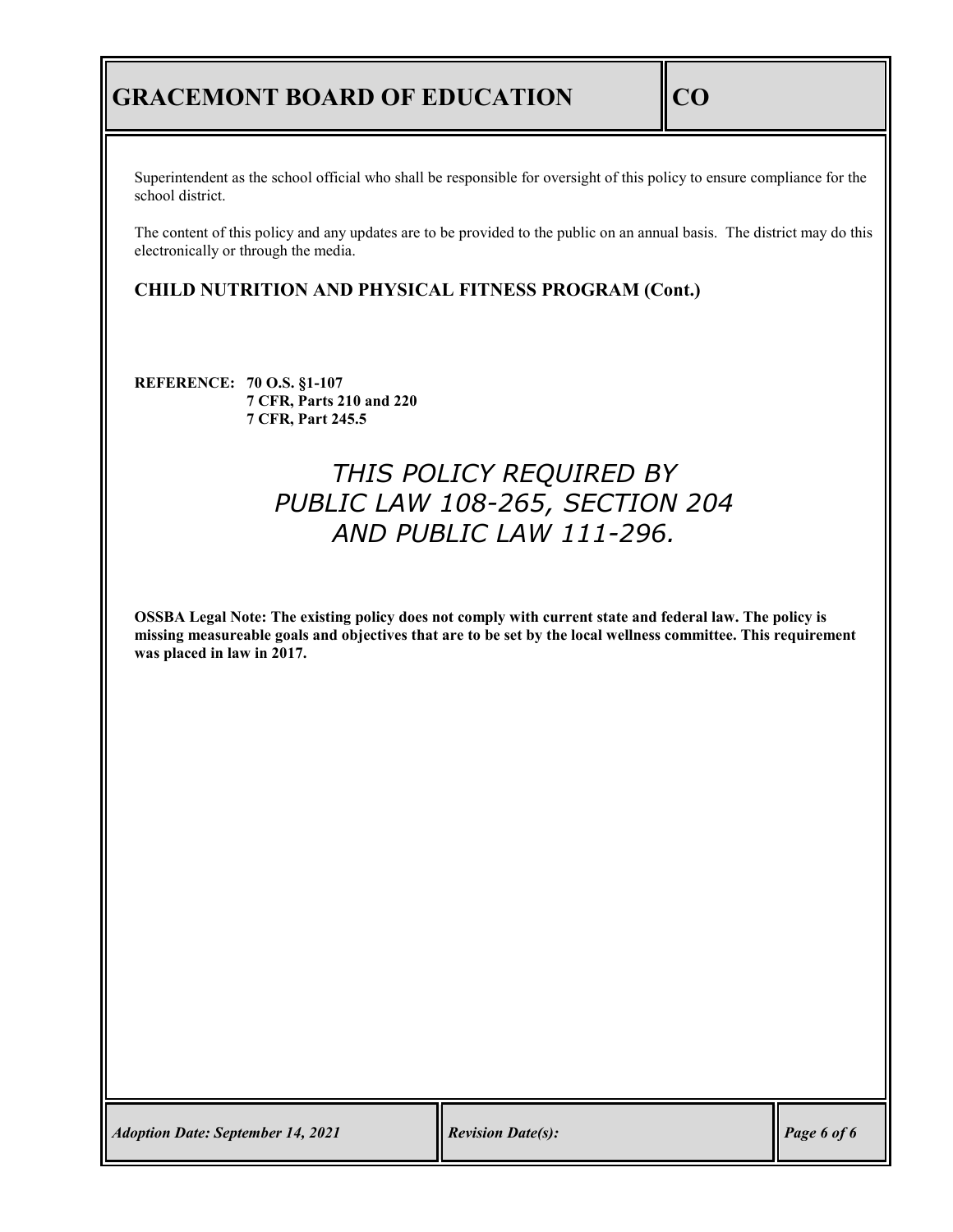Superintendent as the school official who shall be responsible for oversight of this policy to ensure compliance for the school district.

The content of this policy and any updates are to be provided to the public on an annual basis. The district may do this electronically or through the media.

### CHILD NUTRITION AND PHYSICAL FITNESS PROGRAM (Cont.)

**REFERENCE: 70 O.S. §1-107**
**7 CFR, Parts 210 and 220**
**7 CFR, Part 245.5**

*THIS POLICY REQUIRED BY PUBLIC LAW 108-265, SECTION 204 AND PUBLIC LAW 111-296.*

**OSSBA Legal Note: The existing policy does not comply with current state and federal law. The policy is missing measureable goals and objectives that are to be set by the local wellness committee. This requirement was placed in law in 2017.**

*Adoption Date: September 14, 2021* | *Revision Date(s):*